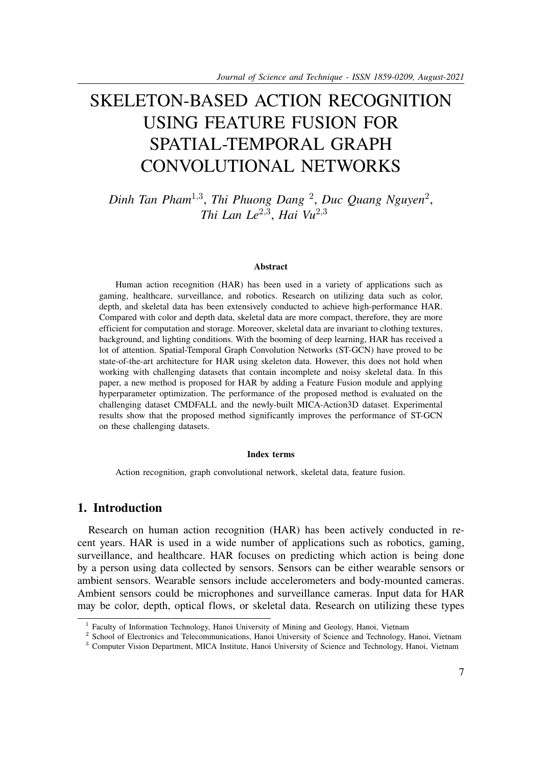# SKELETON-BASED ACTION RECOGNITION USING FEATURE FUSION FOR SPATIAL-TEMPORAL GRAPH CONVOLUTIONAL NETWORKS

*Dinh Tan Pham*[1,3], *Thi Phuong Dang* [2], *Duc Quang Nguyen*[2], *Thi Lan Le*[2,3], *Hai Vu*[2,3]

**Abstract**

Human action recognition (HAR) has been used in a variety of applications such as gaming, healthcare, surveillance, and robotics. Research on utilizing data such as color, depth, and skeletal data has been extensively conducted to achieve high-performance HAR. Compared with color and depth data, skeletal data are more compact, therefore, they are more efficient for computation and storage. Moreover, skeletal data are invariant to clothing textures, background, and lighting conditions. With the booming of deep learning, HAR has received a lot of attention. Spatial-Temporal Graph Convolution Networks (ST-GCN) have proved to be state-of-the-art architecture for HAR using skeleton data. However, this does not hold when working with challenging datasets that contain incomplete and noisy skeletal data. In this paper, a new method is proposed for HAR by adding a Feature Fusion module and applying hyperparameter optimization. The performance of the proposed method is evaluated on the challenging dataset CMDFALL and the newly-built MICA-Action3D dataset. Experimental results show that the proposed method significantly improves the performance of ST-GCN on these challenging datasets.

**Index terms**

Action recognition, graph convolutional network, skeletal data, feature fusion.

## 1. Introduction

Research on human action recognition (HAR) has been actively conducted in recent years. HAR is used in a wide number of applications such as robotics, gaming, surveillance, and healthcare. HAR focuses on predicting which action is being done by a person using data collected by sensors. Sensors can be either wearable sensors or ambient sensors. Wearable sensors include accelerometers and body-mounted cameras. Ambient sensors could be microphones and surveillance cameras. Input data for HAR may be color, depth, optical flows, or skeletal data. Research on utilizing these types

[1] Faculty of Information Technology, Hanoi University of Mining and Geology, Hanoi, Vietnam
[2] School of Electronics and Telecommunications, Hanoi University of Science and Technology, Hanoi, Vietnam
[3] Computer Vision Department, MICA Institute, Hanoi University of Science and Technology, Hanoi, Vietnam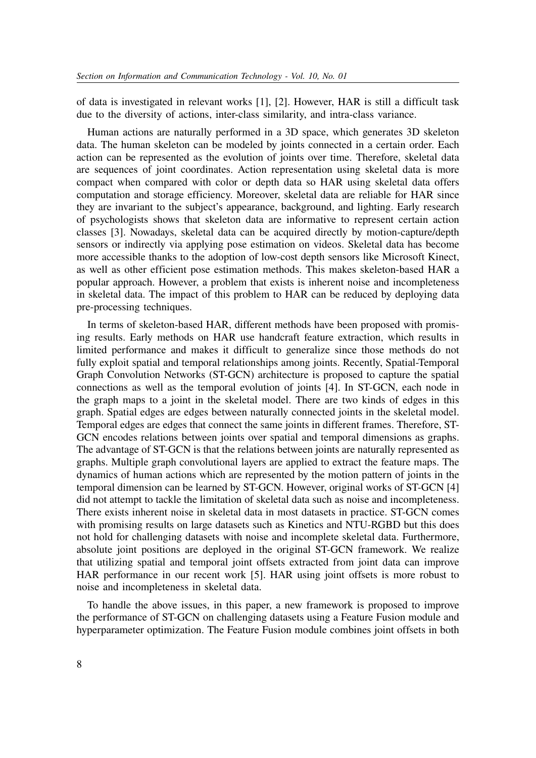of data is investigated in relevant works [1], [2]. However, HAR is still a difficult task due to the diversity of actions, inter-class similarity, and intra-class variance.

Human actions are naturally performed in a 3D space, which generates 3D skeleton data. The human skeleton can be modeled by joints connected in a certain order. Each action can be represented as the evolution of joints over time. Therefore, skeletal data are sequences of joint coordinates. Action representation using skeletal data is more compact when compared with color or depth data so HAR using skeletal data offers computation and storage efficiency. Moreover, skeletal data are reliable for HAR since they are invariant to the subject's appearance, background, and lighting. Early research of psychologists shows that skeleton data are informative to represent certain action classes [3]. Nowadays, skeletal data can be acquired directly by motion-capture/depth sensors or indirectly via applying pose estimation on videos. Skeletal data has become more accessible thanks to the adoption of low-cost depth sensors like Microsoft Kinect, as well as other efficient pose estimation methods. This makes skeleton-based HAR a popular approach. However, a problem that exists is inherent noise and incompleteness in skeletal data. The impact of this problem to HAR can be reduced by deploying data pre-processing techniques.

In terms of skeleton-based HAR, different methods have been proposed with promising results. Early methods on HAR use handcraft feature extraction, which results in limited performance and makes it difficult to generalize since those methods do not fully exploit spatial and temporal relationships among joints. Recently, Spatial-Temporal Graph Convolution Networks (ST-GCN) architecture is proposed to capture the spatial connections as well as the temporal evolution of joints [4]. In ST-GCN, each node in the graph maps to a joint in the skeletal model. There are two kinds of edges in this graph. Spatial edges are edges between naturally connected joints in the skeletal model. Temporal edges are edges that connect the same joints in different frames. Therefore, ST-GCN encodes relations between joints over spatial and temporal dimensions as graphs. The advantage of ST-GCN is that the relations between joints are naturally represented as graphs. Multiple graph convolutional layers are applied to extract the feature maps. The dynamics of human actions which are represented by the motion pattern of joints in the temporal dimension can be learned by ST-GCN. However, original works of ST-GCN [4] did not attempt to tackle the limitation of skeletal data such as noise and incompleteness. There exists inherent noise in skeletal data in most datasets in practice. ST-GCN comes with promising results on large datasets such as Kinetics and NTU-RGBD but this does not hold for challenging datasets with noise and incomplete skeletal data. Furthermore, absolute joint positions are deployed in the original ST-GCN framework. We realize that utilizing spatial and temporal joint offsets extracted from joint data can improve HAR performance in our recent work [5]. HAR using joint offsets is more robust to noise and incompleteness in skeletal data.

To handle the above issues, in this paper, a new framework is proposed to improve the performance of ST-GCN on challenging datasets using a Feature Fusion module and hyperparameter optimization. The Feature Fusion module combines joint offsets in both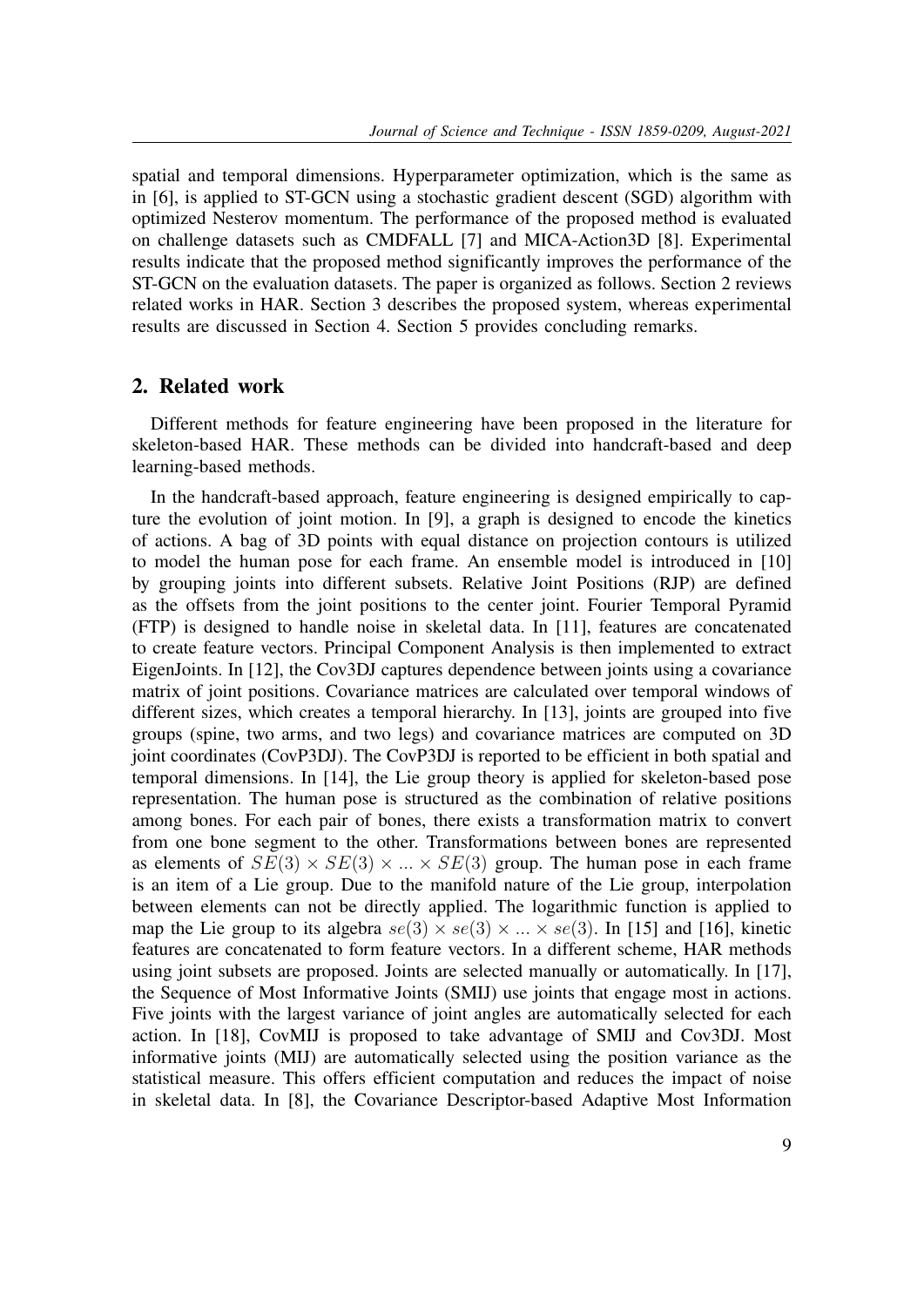spatial and temporal dimensions. Hyperparameter optimization, which is the same as in [6], is applied to ST-GCN using a stochastic gradient descent (SGD) algorithm with optimized Nesterov momentum. The performance of the proposed method is evaluated on challenge datasets such as CMDFALL [7] and MICA-Action3D [8]. Experimental results indicate that the proposed method significantly improves the performance of the ST-GCN on the evaluation datasets. The paper is organized as follows. Section 2 reviews related works in HAR. Section 3 describes the proposed system, whereas experimental results are discussed in Section 4. Section 5 provides concluding remarks.

## 2. Related work

Different methods for feature engineering have been proposed in the literature for skeleton-based HAR. These methods can be divided into handcraft-based and deep learning-based methods.

In the handcraft-based approach, feature engineering is designed empirically to capture the evolution of joint motion. In [9], a graph is designed to encode the kinetics of actions. A bag of 3D points with equal distance on projection contours is utilized to model the human pose for each frame. An ensemble model is introduced in [10] by grouping joints into different subsets. Relative Joint Positions (RJP) are defined as the offsets from the joint positions to the center joint. Fourier Temporal Pyramid (FTP) is designed to handle noise in skeletal data. In [11], features are concatenated to create feature vectors. Principal Component Analysis is then implemented to extract EigenJoints. In [12], the Cov3DJ captures dependence between joints using a covariance matrix of joint positions. Covariance matrices are calculated over temporal windows of different sizes, which creates a temporal hierarchy. In [13], joints are grouped into five groups (spine, two arms, and two legs) and covariance matrices are computed on 3D joint coordinates (CovP3DJ). The CovP3DJ is reported to be efficient in both spatial and temporal dimensions. In [14], the Lie group theory is applied for skeleton-based pose representation. The human pose is structured as the combination of relative positions among bones. For each pair of bones, there exists a transformation matrix to convert from one bone segment to the other. Transformations between bones are represented as elements of $SE(3) \times SE(3) \times ... \times SE(3)$ group. The human pose in each frame is an item of a Lie group. Due to the manifold nature of the Lie group, interpolation between elements can not be directly applied. The logarithmic function is applied to map the Lie group to its algebra $se(3) \times se(3) \times ... \times se(3)$. In [15] and [16], kinetic features are concatenated to form feature vectors. In a different scheme, HAR methods using joint subsets are proposed. Joints are selected manually or automatically. In [17], the Sequence of Most Informative Joints (SMIJ) use joints that engage most in actions. Five joints with the largest variance of joint angles are automatically selected for each action. In [18], CovMIJ is proposed to take advantage of SMIJ and Cov3DJ. Most informative joints (MIJ) are automatically selected using the position variance as the statistical measure. This offers efficient computation and reduces the impact of noise in skeletal data. In [8], the Covariance Descriptor-based Adaptive Most Information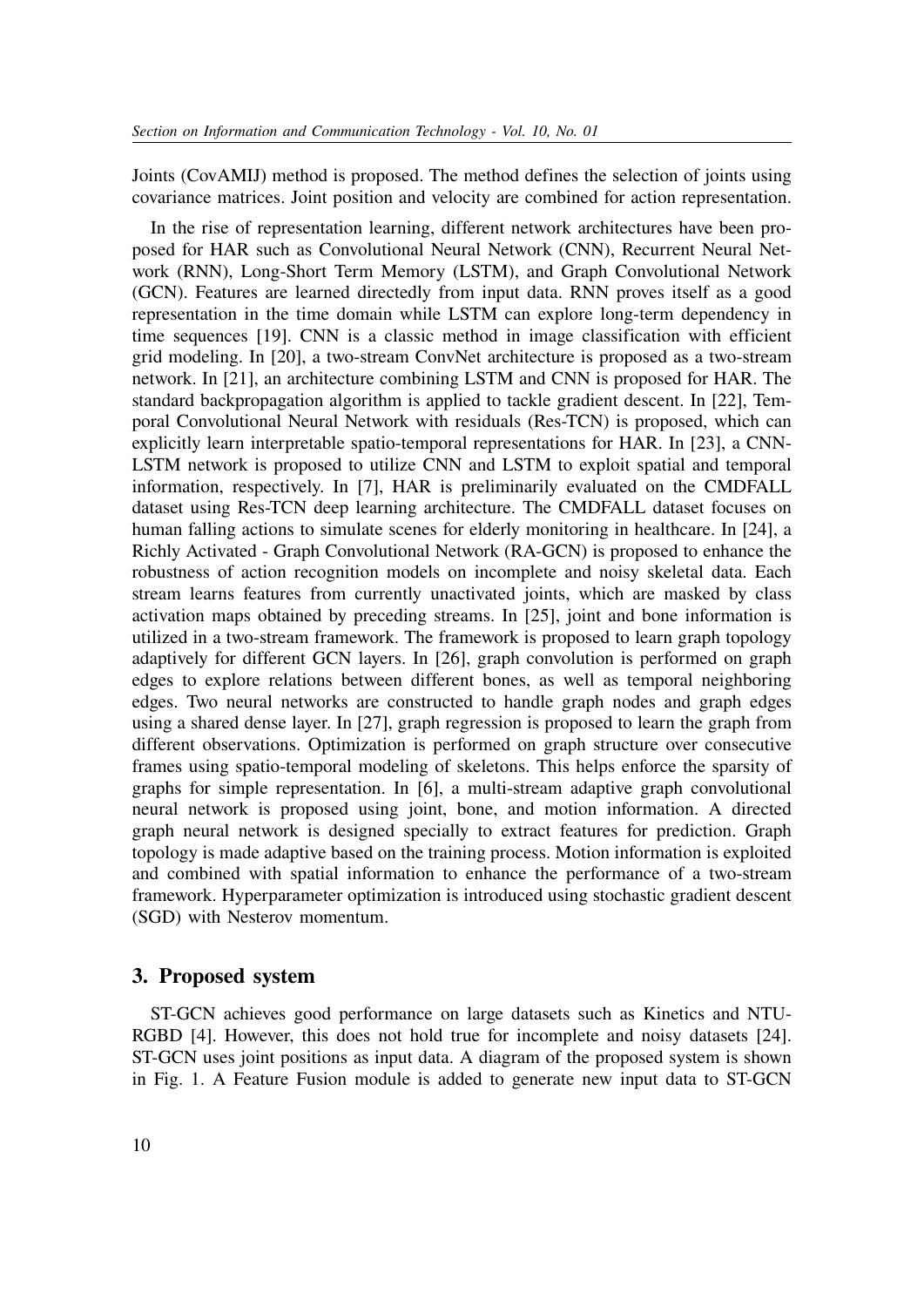Joints (CovAMIJ) method is proposed. The method defines the selection of joints using covariance matrices. Joint position and velocity are combined for action representation.

In the rise of representation learning, different network architectures have been proposed for HAR such as Convolutional Neural Network (CNN), Recurrent Neural Network (RNN), Long-Short Term Memory (LSTM), and Graph Convolutional Network (GCN). Features are learned directedly from input data. RNN proves itself as a good representation in the time domain while LSTM can explore long-term dependency in time sequences [19]. CNN is a classic method in image classification with efficient grid modeling. In [20], a two-stream ConvNet architecture is proposed as a two-stream network. In [21], an architecture combining LSTM and CNN is proposed for HAR. The standard backpropagation algorithm is applied to tackle gradient descent. In [22], Temporal Convolutional Neural Network with residuals (Res-TCN) is proposed, which can explicitly learn interpretable spatio-temporal representations for HAR. In [23], a CNN-LSTM network is proposed to utilize CNN and LSTM to exploit spatial and temporal information, respectively. In [7], HAR is preliminarily evaluated on the CMDFALL dataset using Res-TCN deep learning architecture. The CMDFALL dataset focuses on human falling actions to simulate scenes for elderly monitoring in healthcare. In [24], a Richly Activated - Graph Convolutional Network (RA-GCN) is proposed to enhance the robustness of action recognition models on incomplete and noisy skeletal data. Each stream learns features from currently unactivated joints, which are masked by class activation maps obtained by preceding streams. In [25], joint and bone information is utilized in a two-stream framework. The framework is proposed to learn graph topology adaptively for different GCN layers. In [26], graph convolution is performed on graph edges to explore relations between different bones, as well as temporal neighboring edges. Two neural networks are constructed to handle graph nodes and graph edges using a shared dense layer. In [27], graph regression is proposed to learn the graph from different observations. Optimization is performed on graph structure over consecutive frames using spatio-temporal modeling of skeletons. This helps enforce the sparsity of graphs for simple representation. In [6], a multi-stream adaptive graph convolutional neural network is proposed using joint, bone, and motion information. A directed graph neural network is designed specially to extract features for prediction. Graph topology is made adaptive based on the training process. Motion information is exploited and combined with spatial information to enhance the performance of a two-stream framework. Hyperparameter optimization is introduced using stochastic gradient descent (SGD) with Nesterov momentum.

## 3. Proposed system

ST-GCN achieves good performance on large datasets such as Kinetics and NTU-RGBD [4]. However, this does not hold true for incomplete and noisy datasets [24]. ST-GCN uses joint positions as input data. A diagram of the proposed system is shown in Fig. 1. A Feature Fusion module is added to generate new input data to ST-GCN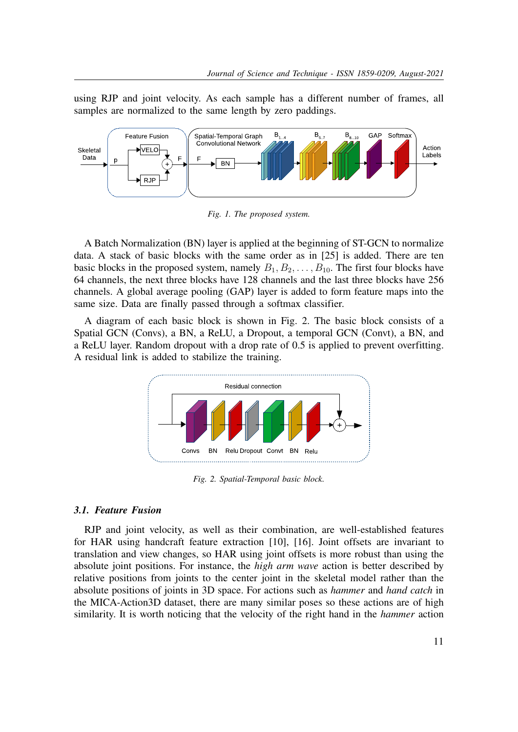using RJP and joint velocity. As each sample has a different number of frames, all samples are normalized to the same length by zero paddings.

*Fig. 1. The proposed system.*

A Batch Normalization (BN) layer is applied at the beginning of ST-GCN to normalize data. A stack of basic blocks with the same order as in [25] is added. There are ten basic blocks in the proposed system, namely $B_1, B_2, \ldots, B_{10}$. The first four blocks have 64 channels, the next three blocks have 128 channels and the last three blocks have 256 channels. A global average pooling (GAP) layer is added to form feature maps into the same size. Data are finally passed through a softmax classifier.

A diagram of each basic block is shown in Fig. 2. The basic block consists of a Spatial GCN (Convs), a BN, a ReLU, a Dropout, a temporal GCN (Convt), a BN, and a ReLU layer. Random dropout with a drop rate of 0.5 is applied to prevent overfitting. A residual link is added to stabilize the training.

*Fig. 2. Spatial-Temporal basic block.*

### 3.1. Feature Fusion

RJP and joint velocity, as well as their combination, are well-established features for HAR using handcraft feature extraction [10], [16]. Joint offsets are invariant to translation and view changes, so HAR using joint offsets is more robust than using the absolute joint positions. For instance, the *high arm wave* action is better described by relative positions from joints to the center joint in the skeletal model rather than the absolute positions of joints in 3D space. For actions such as *hammer* and *hand catch* in the MICA-Action3D dataset, there are many similar poses so these actions are of high similarity. It is worth noticing that the velocity of the right hand in the *hammer* action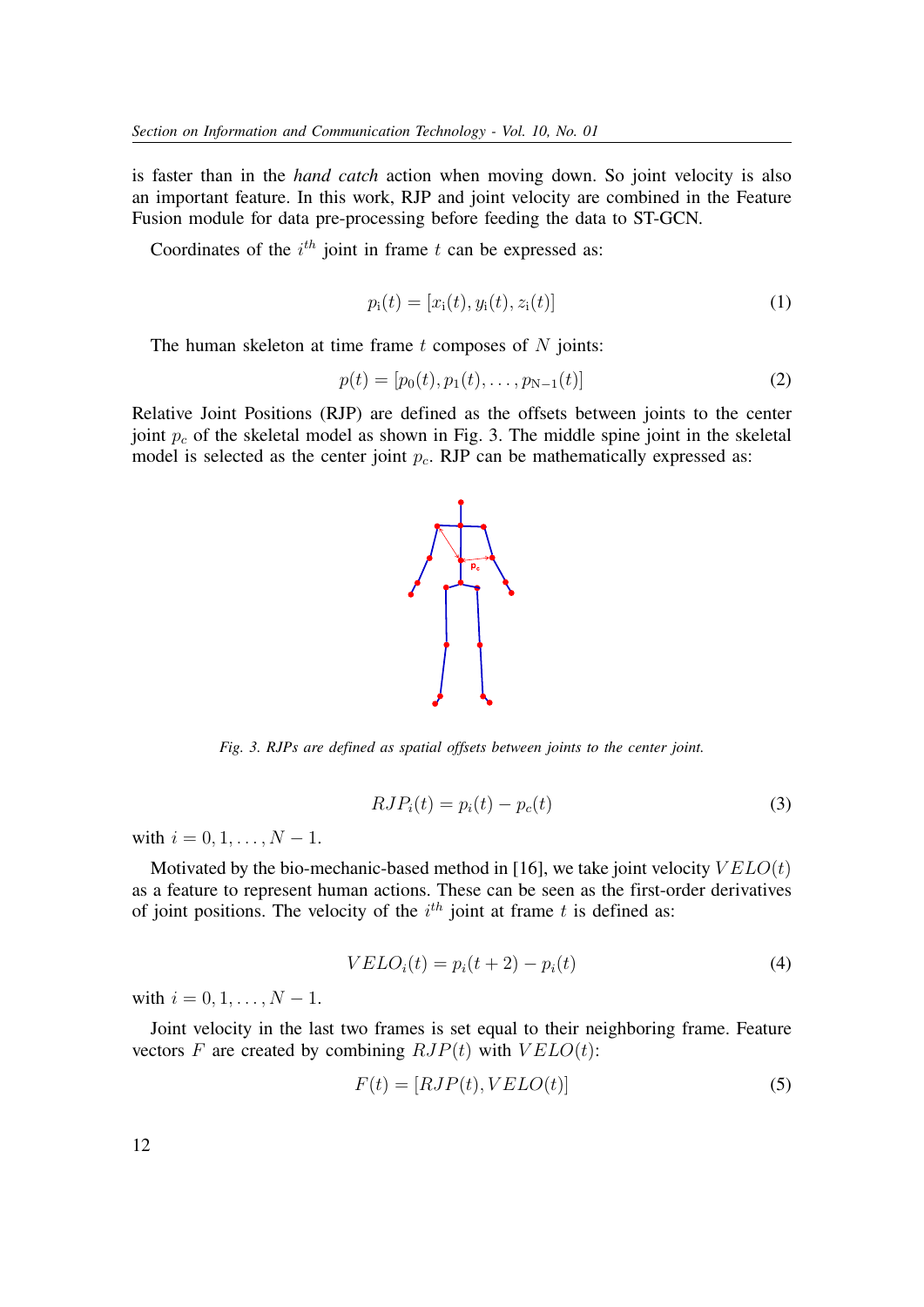is faster than in the *hand catch* action when moving down. So joint velocity is also an important feature. In this work, RJP and joint velocity are combined in the Feature Fusion module for data pre-processing before feeding the data to ST-GCN.

Coordinates of the $i^{th}$ joint in frame $t$ can be expressed as:

$$p_i(t) = [x_i(t), y_i(t), z_i(t)] \tag{1}$$

The human skeleton at time frame $t$ composes of $N$ joints:

$$p(t) = [p_0(t), p_1(t), \ldots, p_{N-1}(t)] \tag{2}$$

Relative Joint Positions (RJP) are defined as the offsets between joints to the center joint $p_c$ of the skeletal model as shown in Fig. 3. The middle spine joint in the skeletal model is selected as the center joint $p_c$. RJP can be mathematically expressed as:

*Fig. 3. RJPs are defined as spatial offsets between joints to the center joint.*

$$RJP_i(t) = p_i(t) - p_c(t) \tag{3}$$

with $i = 0, 1, \ldots, N-1$.

Motivated by the bio-mechanic-based method in [16], we take joint velocity $VELO(t)$ as a feature to represent human actions. These can be seen as the first-order derivatives of joint positions. The velocity of the $i^{th}$ joint at frame $t$ is defined as:

$$VELO_i(t) = p_i(t+2) - p_i(t) \tag{4}$$

with $i = 0, 1, \ldots, N-1$.

Joint velocity in the last two frames is set equal to their neighboring frame. Feature vectors $F$ are created by combining $RJP(t)$ with $VELO(t)$:

$$F(t) = [RJP(t), VELO(t)] \tag{5}$$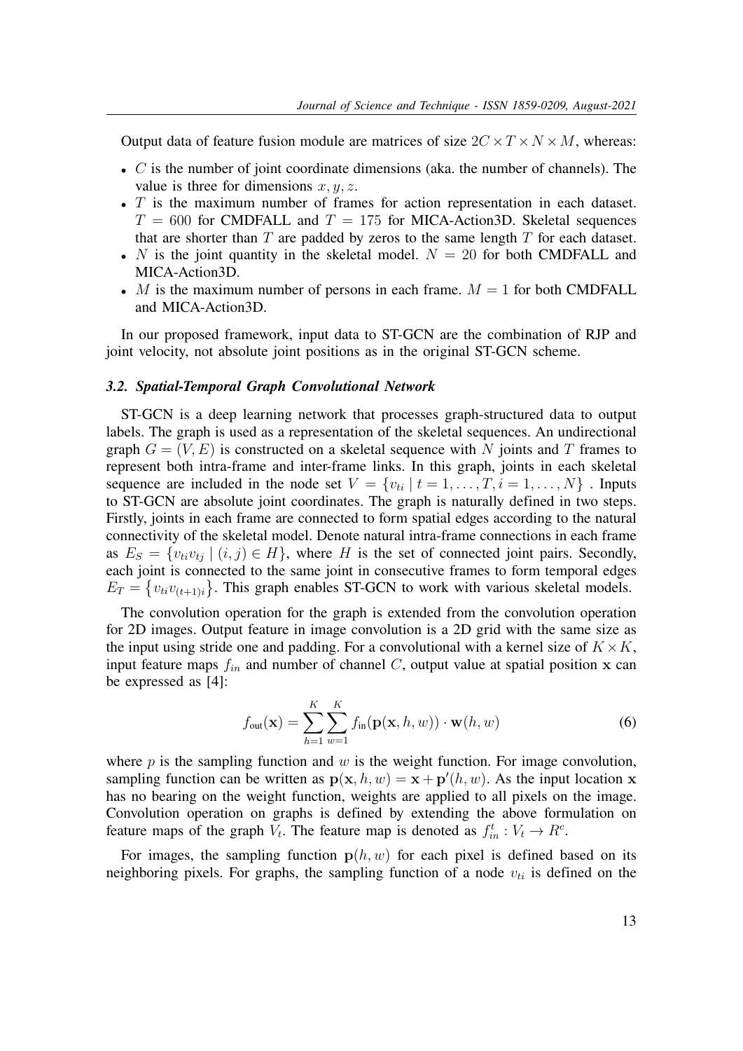Output data of feature fusion module are matrices of size $2C \times T \times N \times M$, whereas:

- $C$ is the number of joint coordinate dimensions (aka. the number of channels). The value is three for dimensions $x, y, z$.
- $T$ is the maximum number of frames for action representation in each dataset. $T = 600$ for CMDFALL and $T = 175$ for MICA-Action3D. Skeletal sequences that are shorter than $T$ are padded by zeros to the same length $T$ for each dataset.
- $N$ is the joint quantity in the skeletal model. $N = 20$ for both CMDFALL and MICA-Action3D.
- $M$ is the maximum number of persons in each frame. $M = 1$ for both CMDFALL and MICA-Action3D.

In our proposed framework, input data to ST-GCN are the combination of RJP and joint velocity, not absolute joint positions as in the original ST-GCN scheme.

### 3.2. Spatial-Temporal Graph Convolutional Network

ST-GCN is a deep learning network that processes graph-structured data to output labels. The graph is used as a representation of the skeletal sequences. An undirectional graph $G = (V, E)$ is constructed on a skeletal sequence with $N$ joints and $T$ frames to represent both intra-frame and inter-frame links. In this graph, joints in each skeletal sequence are included in the node set $V = \{v_{ti} \mid t = 1, \ldots, T, i = 1, \ldots, N\}$ . Inputs to ST-GCN are absolute joint coordinates. The graph is naturally defined in two steps. Firstly, joints in each frame are connected to form spatial edges according to the natural connectivity of the skeletal model. Denote natural intra-frame connections in each frame as $E_S = \{v_{ti}v_{tj} \mid (i, j) \in H\}$, where $H$ is the set of connected joint pairs. Secondly, each joint is connected to the same joint in consecutive frames to form temporal edges $E_T = \{v_{ti}v_{(t+1)i}\}$. This graph enables ST-GCN to work with various skeletal models.

The convolution operation for the graph is extended from the convolution operation for 2D images. Output feature in image convolution is a 2D grid with the same size as the input using stride one and padding. For a convolutional with a kernel size of $K \times K$, input feature maps $f_{in}$ and number of channel $C$, output value at spatial position $\mathbf{x}$ can be expressed as [4]:

$$f_{\text{out}}(\mathbf{x}) = \sum_{h=1}^{K} \sum_{w=1}^{K} f_{\text{in}}(\mathbf{p}(\mathbf{x}, h, w)) \cdot \mathbf{w}(h, w) \tag{6}$$

where $p$ is the sampling function and $w$ is the weight function. For image convolution, sampling function can be written as $\mathbf{p}(\mathbf{x}, h, w) = \mathbf{x} + \mathbf{p}'(h, w)$. As the input location $\mathbf{x}$ has no bearing on the weight function, weights are applied to all pixels on the image. Convolution operation on graphs is defined by extending the above formulation on feature maps of the graph $V_t$. The feature map is denoted as $f_{in}^t : V_t \rightarrow R^c$.

For images, the sampling function $\mathbf{p}(h, w)$ for each pixel is defined based on its neighboring pixels. For graphs, the sampling function of a node $v_{ti}$ is defined on the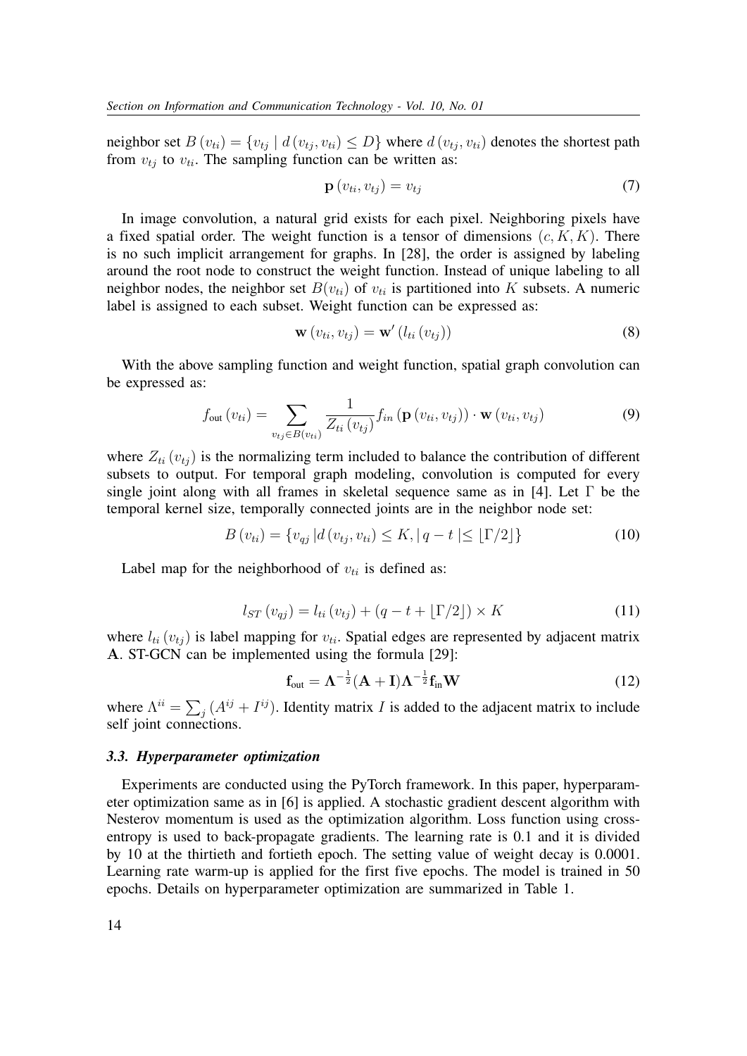neighbor set $B(v_{ti}) = \{v_{tj} \mid d(v_{tj}, v_{ti}) \leq D\}$ where $d(v_{tj}, v_{ti})$ denotes the shortest path from $v_{tj}$ to $v_{ti}$. The sampling function can be written as:

$$\mathbf{p}(v_{ti}, v_{tj}) = v_{tj} \tag{7}$$

In image convolution, a natural grid exists for each pixel. Neighboring pixels have a fixed spatial order. The weight function is a tensor of dimensions $(c, K, K)$. There is no such implicit arrangement for graphs. In [28], the order is assigned by labeling around the root node to construct the weight function. Instead of unique labeling to all neighbor nodes, the neighbor set $B(v_{ti})$ of $v_{ti}$ is partitioned into $K$ subsets. A numeric label is assigned to each subset. Weight function can be expressed as:

$$\mathbf{w}(v_{ti}, v_{tj}) = \mathbf{w}'(l_{ti}(v_{tj})) \tag{8}$$

With the above sampling function and weight function, spatial graph convolution can be expressed as:

$$f_{\text{out}}(v_{ti}) = \sum_{v_{tj} \in B(v_{ti})} \frac{1}{Z_{ti}(v_{tj})} f_{in}(\mathbf{p}(v_{ti}, v_{tj})) \cdot \mathbf{w}(v_{ti}, v_{tj}) \tag{9}$$

where $Z_{ti}(v_{tj})$ is the normalizing term included to balance the contribution of different subsets to output. For temporal graph modeling, convolution is computed for every single joint along with all frames in skeletal sequence same as in [4]. Let $\Gamma$ be the temporal kernel size, temporally connected joints are in the neighbor node set:

$$B(v_{ti}) = \{v_{qj} \mid d(v_{tj}, v_{ti}) \leq K, \mid q - t \mid \leq \lfloor \Gamma/2 \rfloor\} \tag{10}$$

Label map for the neighborhood of $v_{ti}$ is defined as:

$$l_{ST}(v_{qj}) = l_{ti}(v_{tj}) + (q - t + \lfloor \Gamma/2 \rfloor) \times K \tag{11}$$

where $l_{ti}(v_{tj})$ is label mapping for $v_{ti}$. Spatial edges are represented by adjacent matrix $\mathbf{A}$. ST-GCN can be implemented using the formula [29]:

$$\mathbf{f}_{\text{out}} = \mathbf{\Lambda}^{-\frac{1}{2}}(\mathbf{A} + \mathbf{I})\mathbf{\Lambda}^{-\frac{1}{2}}\mathbf{f}_{\text{in}}\mathbf{W} \tag{12}$$

where $\Lambda^{ii} = \sum_j (A^{ij} + I^{ij})$. Identity matrix $I$ is added to the adjacent matrix to include self joint connections.

### *3.3. Hyperparameter optimization*

Experiments are conducted using the PyTorch framework. In this paper, hyperparameter optimization same as in [6] is applied. A stochastic gradient descent algorithm with Nesterov momentum is used as the optimization algorithm. Loss function using cross-entropy is used to back-propagate gradients. The learning rate is 0.1 and it is divided by 10 at the thirtieth and fortieth epoch. The setting value of weight decay is 0.0001. Learning rate warm-up is applied for the first five epochs. The model is trained in 50 epochs. Details on hyperparameter optimization are summarized in Table 1.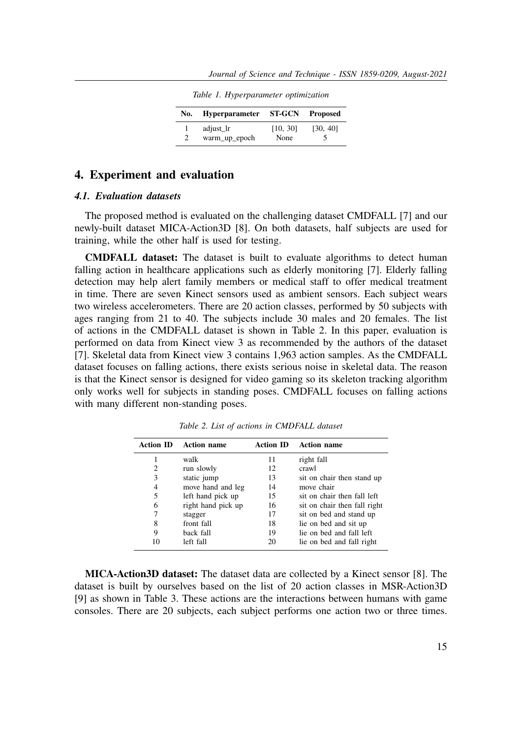Table 1. Hyperparameter optimization

| No. | Hyperparameter | ST-GCN | Proposed |
|---|---|---|---|
| 1 | adjust_lr | [10, 30] | [30, 40] |
| 2 | warm_up_epoch | None | 5 |

## 4. Experiment and evaluation

### 4.1. Evaluation datasets

The proposed method is evaluated on the challenging dataset CMDFALL [7] and our newly-built dataset MICA-Action3D [8]. On both datasets, half subjects are used for training, while the other half is used for testing.

**CMDFALL dataset:** The dataset is built to evaluate algorithms to detect human falling action in healthcare applications such as elderly monitoring [7]. Elderly falling detection may help alert family members or medical staff to offer medical treatment in time. There are seven Kinect sensors used as ambient sensors. Each subject wears two wireless accelerometers. There are 20 action classes, performed by 50 subjects with ages ranging from 21 to 40. The subjects include 30 males and 20 females. The list of actions in the CMDFALL dataset is shown in Table 2. In this paper, evaluation is performed on data from Kinect view 3 as recommended by the authors of the dataset [7]. Skeletal data from Kinect view 3 contains 1,963 action samples. As the CMDFALL dataset focuses on falling actions, there exists serious noise in skeletal data. The reason is that the Kinect sensor is designed for video gaming so its skeleton tracking algorithm only works well for subjects in standing poses. CMDFALL focuses on falling actions with many different non-standing poses.

Table 2. List of actions in CMDFALL dataset

| Action ID | Action name | Action ID | Action name |
|---|---|---|---|
| 1 | walk | 11 | right fall |
| 2 | run slowly | 12 | crawl |
| 3 | static jump | 13 | sit on chair then stand up |
| 4 | move hand and leg | 14 | move chair |
| 5 | left hand pick up | 15 | sit on chair then fall left |
| 6 | right hand pick up | 16 | sit on chair then fall right |
| 7 | stagger | 17 | sit on bed and stand up |
| 8 | front fall | 18 | lie on bed and sit up |
| 9 | back fall | 19 | lie on bed and fall left |
| 10 | left fall | 20 | lie on bed and fall right |

**MICA-Action3D dataset:** The dataset data are collected by a Kinect sensor [8]. The dataset is built by ourselves based on the list of 20 action classes in MSR-Action3D [9] as shown in Table 3. These actions are the interactions between humans with game consoles. There are 20 subjects, each subject performs one action two or three times.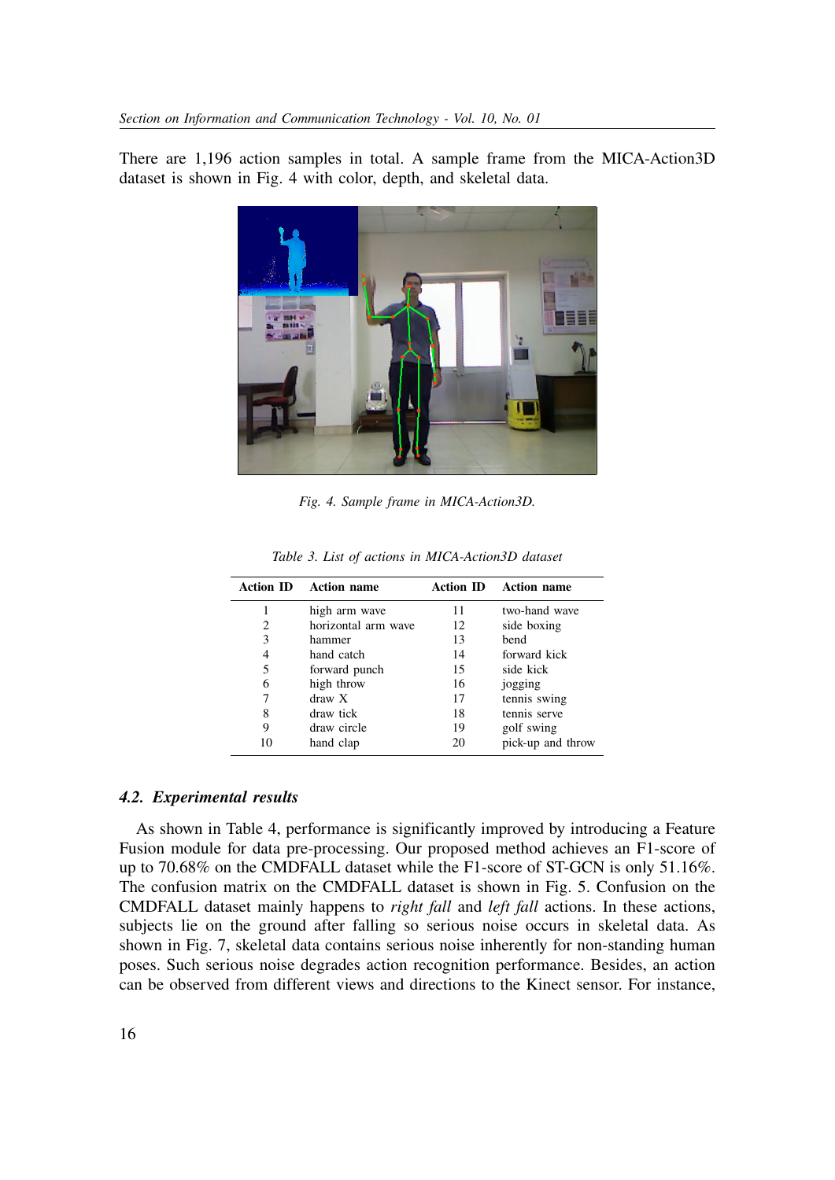There are 1,196 action samples in total. A sample frame from the MICA-Action3D dataset is shown in Fig. 4 with color, depth, and skeletal data.

*Fig. 4. Sample frame in MICA-Action3D.*

*Table 3. List of actions in MICA-Action3D dataset*

| Action ID | Action name | Action ID | Action name |
|---|---|---|---|
| 1 | high arm wave | 11 | two-hand wave |
| 2 | horizontal arm wave | 12 | side boxing |
| 3 | hammer | 13 | bend |
| 4 | hand catch | 14 | forward kick |
| 5 | forward punch | 15 | side kick |
| 6 | high throw | 16 | jogging |
| 7 | draw X | 17 | tennis swing |
| 8 | draw tick | 18 | tennis serve |
| 9 | draw circle | 19 | golf swing |
| 10 | hand clap | 20 | pick-up and throw |

### *4.2. Experimental results*

As shown in Table 4, performance is significantly improved by introducing a Feature Fusion module for data pre-processing. Our proposed method achieves an F1-score of up to 70.68% on the CMDFALL dataset while the F1-score of ST-GCN is only 51.16%. The confusion matrix on the CMDFALL dataset is shown in Fig. 5. Confusion on the CMDFALL dataset mainly happens to *right fall* and *left fall* actions. In these actions, subjects lie on the ground after falling so serious noise occurs in skeletal data. As shown in Fig. 7, skeletal data contains serious noise inherently for non-standing human poses. Such serious noise degrades action recognition performance. Besides, an action can be observed from different views and directions to the Kinect sensor. For instance,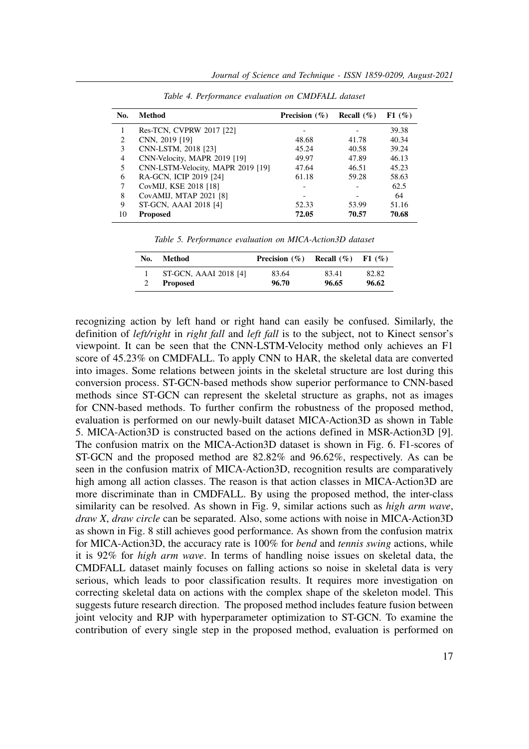*Table 4. Performance evaluation on CMDFALL dataset*

| No. | Method | Precision (%) | Recall (%) | F1 (%) |
|---|---|---|---|---|
| 1 | Res-TCN, CVPRW 2017 [22] | - | - | 39.38 |
| 2 | CNN, 2019 [19] | 48.68 | 41.78 | 40.34 |
| 3 | CNN-LSTM, 2018 [23] | 45.24 | 40.58 | 39.24 |
| 4 | CNN-Velocity, MAPR 2019 [19] | 49.97 | 47.89 | 46.13 |
| 5 | CNN-LSTM-Velocity, MAPR 2019 [19] | 47.64 | 46.51 | 45.23 |
| 6 | RA-GCN, ICIP 2019 [24] | 61.18 | 59.28 | 58.63 |
| 7 | CovMIJ, KSE 2018 [18] | - | - | 62.5 |
| 8 | CovAMIJ, MTAP 2021 [8] | - | - | 64 |
| 9 | ST-GCN, AAAI 2018 [4] | 52.33 | 53.99 | 51.16 |
| 10 | **Proposed** | **72.05** | **70.57** | **70.68** |

*Table 5. Performance evaluation on MICA-Action3D dataset*

| No. | Method | Precision (%) | Recall (%) | F1 (%) |
|---|---|---|---|---|
| 1 | ST-GCN, AAAI 2018 [4] | 83.64 | 83.41 | 82.82 |
| 2 | **Proposed** | **96.70** | **96.65** | **96.62** |

recognizing action by left hand or right hand can easily be confused. Similarly, the definition of *left/right* in *right fall* and *left fall* is to the subject, not to Kinect sensor's viewpoint. It can be seen that the CNN-LSTM-Velocity method only achieves an F1 score of 45.23% on CMDFALL. To apply CNN to HAR, the skeletal data are converted into images. Some relations between joints in the skeletal structure are lost during this conversion process. ST-GCN-based methods show superior performance to CNN-based methods since ST-GCN can represent the skeletal structure as graphs, not as images for CNN-based methods. To further confirm the robustness of the proposed method, evaluation is performed on our newly-built dataset MICA-Action3D as shown in Table 5. MICA-Action3D is constructed based on the actions defined in MSR-Action3D [9]. The confusion matrix on the MICA-Action3D dataset is shown in Fig. 6. F1-scores of ST-GCN and the proposed method are 82.82% and 96.62%, respectively. As can be seen in the confusion matrix of MICA-Action3D, recognition results are comparatively high among all action classes. The reason is that action classes in MICA-Action3D are more discriminate than in CMDFALL. By using the proposed method, the inter-class similarity can be resolved. As shown in Fig. 9, similar actions such as *high arm wave*, *draw X*, *draw circle* can be separated. Also, some actions with noise in MICA-Action3D as shown in Fig. 8 still achieves good performance. As shown from the confusion matrix for MICA-Action3D, the accuracy rate is 100% for *bend* and *tennis swing* actions, while it is 92% for *high arm wave*. In terms of handling noise issues on skeletal data, the CMDFALL dataset mainly focuses on falling actions so noise in skeletal data is very serious, which leads to poor classification results. It requires more investigation on correcting skeletal data on actions with the complex shape of the skeleton model. This suggests future research direction. The proposed method includes feature fusion between joint velocity and RJP with hyperparameter optimization to ST-GCN. To examine the contribution of every single step in the proposed method, evaluation is performed on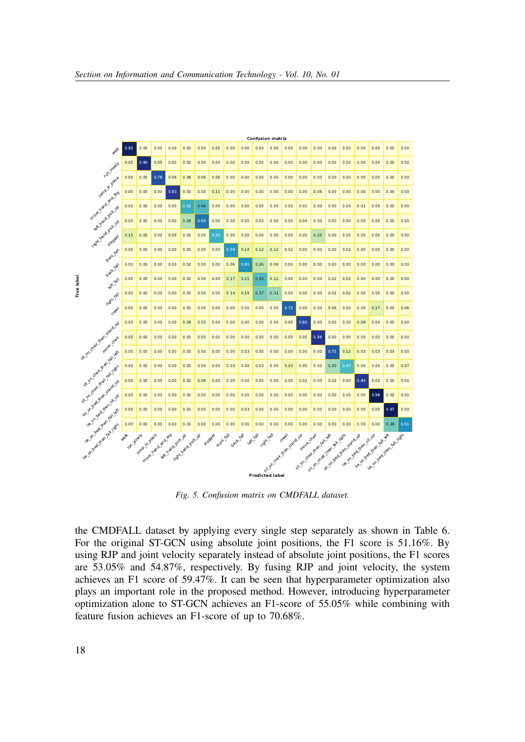Fig. 5. Confusion matrix on CMDFALL dataset.

the CMDFALL dataset by applying every single step separately as shown in Table 6. For the original ST-GCN using absolute joint positions, the F1 score is 51.16%. By using RJP and joint velocity separately instead of absolute joint positions, the F1 scores are 53.05% and 54.87%, respectively. By fusing RJP and joint velocity, the system achieves an F1 score of 59.47%. It can be seen that hyperparameter optimization also plays an important role in the proposed method. However, introducing hyperparameter optimization alone to ST-GCN achieves an F1-score of 55.05% while combining with feature fusion achieves an F1-score of up to 70.68%.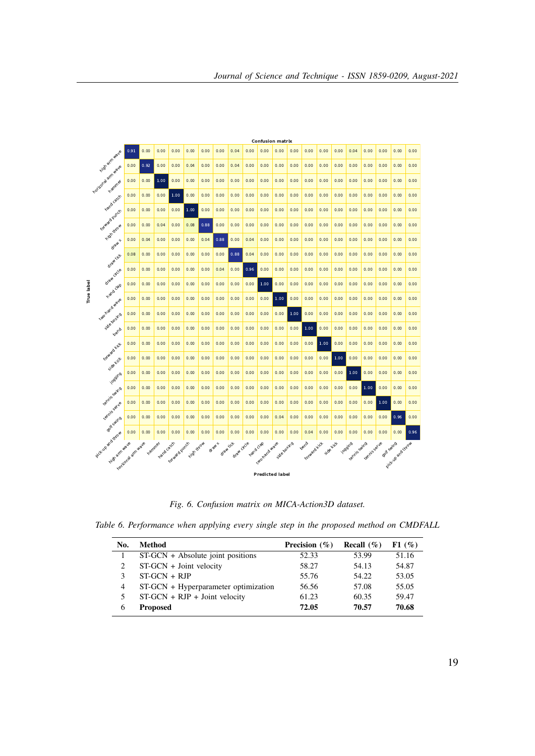Fig. 6. Confusion matrix on MICA-Action3D dataset.

Table 6. Performance when applying every single step in the proposed method on CMDFALL

| No. | Method | Precision (%) | Recall (%) | F1 (%) |
|---|---|---|---|---|
| 1 | ST-GCN + Absolute joint positions | 52.33 | 53.99 | 51.16 |
| 2 | ST-GCN + Joint velocity | 58.27 | 54.13 | 54.87 |
| 3 | ST-GCN + RJP | 55.76 | 54.22 | 53.05 |
| 4 | ST-GCN + Hyperparameter optimization | 56.56 | 57.08 | 55.05 |
| 5 | ST-GCN + RJP + Joint velocity | 61.23 | 60.35 | 59.47 |
| 6 | **Proposed** | **72.05** | **70.57** | **70.68** |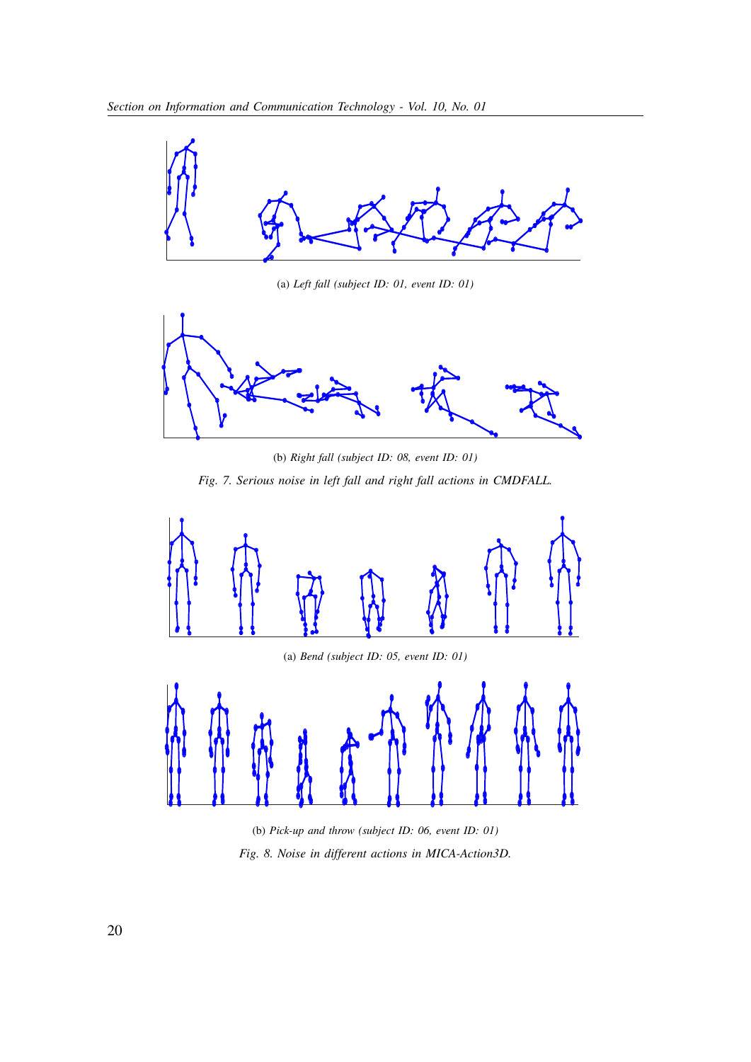(a) *Left fall (subject ID: 01, event ID: 01)*

(b) *Right fall (subject ID: 08, event ID: 01)*

*Fig. 7. Serious noise in left fall and right fall actions in CMDFALL.*

(a) *Bend (subject ID: 05, event ID: 01)*

(b) *Pick-up and throw (subject ID: 06, event ID: 01)*

*Fig. 8. Noise in different actions in MICA-Action3D.*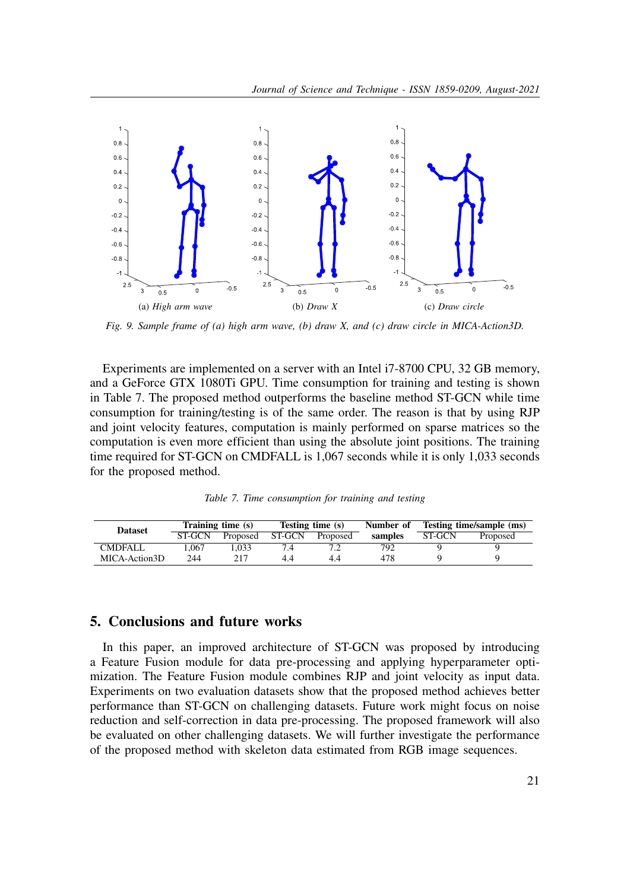(a) *High arm wave* (b) *Draw X* (c) *Draw circle*

*Fig. 9. Sample frame of (a) high arm wave, (b) draw X, and (c) draw circle in MICA-Action3D.*

Experiments are implemented on a server with an Intel i7-8700 CPU, 32 GB memory, and a GeForce GTX 1080Ti GPU. Time consumption for training and testing is shown in Table 7. The proposed method outperforms the baseline method ST-GCN while time consumption for training/testing is of the same order. The reason is that by using RJP and joint velocity features, computation is mainly performed on sparse matrices so the computation is even more efficient than using the absolute joint positions. The training time required for ST-GCN on CMDFALL is 1,067 seconds while it is only 1,033 seconds for the proposed method.

*Table 7. Time consumption for training and testing*

| **Dataset** | **Training time (s)** | | **Testing time (s)** | | **Number of samples** | **Testing time/sample (ms)** | |
|---|---|---|---|---|---|---|---|
| | ST-GCN | Proposed | ST-GCN | Proposed | | ST-GCN | Proposed |
| CMDFALL | 1,067 | 1,033 | 7.4 | 7.2 | 792 | 9 | 9 |
| MICA-Action3D | 244 | 217 | 4.4 | 4.4 | 478 | 9 | 9 |

## 5. Conclusions and future works

In this paper, an improved architecture of ST-GCN was proposed by introducing a Feature Fusion module for data pre-processing and applying hyperparameter optimization. The Feature Fusion module combines RJP and joint velocity as input data. Experiments on two evaluation datasets show that the proposed method achieves better performance than ST-GCN on challenging datasets. Future work might focus on noise reduction and self-correction in data pre-processing. The proposed framework will also be evaluated on other challenging datasets. We will further investigate the performance of the proposed method with skeleton data estimated from RGB image sequences.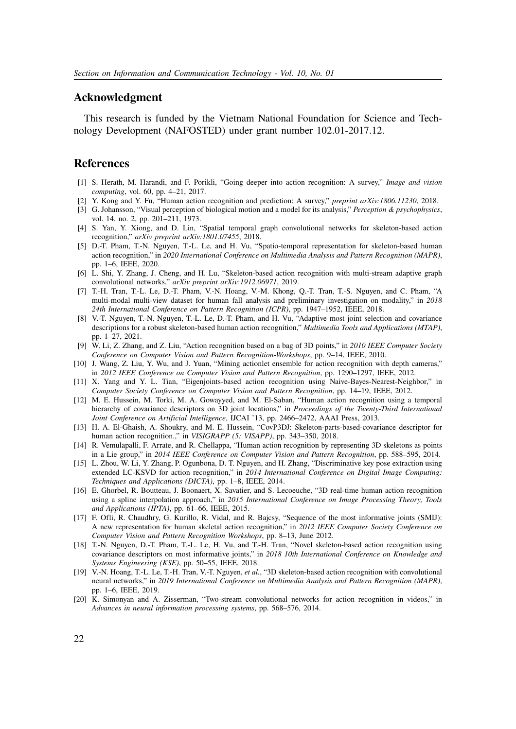## Acknowledgment

This research is funded by the Vietnam National Foundation for Science and Technology Development (NAFOSTED) under grant number 102.01-2017.12.

## References

[1] S. Herath, M. Harandi, and F. Porikli, "Going deeper into action recognition: A survey," *Image and vision computing*, vol. 60, pp. 4–21, 2017.

[2] Y. Kong and Y. Fu, "Human action recognition and prediction: A survey," *preprint arXiv:1806.11230*, 2018.

[3] G. Johansson, "Visual perception of biological motion and a model for its analysis," *Perception & psychophysics*, vol. 14, no. 2, pp. 201–211, 1973.

[4] S. Yan, Y. Xiong, and D. Lin, "Spatial temporal graph convolutional networks for skeleton-based action recognition," *arXiv preprint arXiv:1801.07455*, 2018.

[5] D.-T. Pham, T.-N. Nguyen, T.-L. Le, and H. Vu, "Spatio-temporal representation for skeleton-based human action recognition," in *2020 International Conference on Multimedia Analysis and Pattern Recognition (MAPR)*, pp. 1–6, IEEE, 2020.

[6] L. Shi, Y. Zhang, J. Cheng, and H. Lu, "Skeleton-based action recognition with multi-stream adaptive graph convolutional networks," *arXiv preprint arXiv:1912.06971*, 2019.

[7] T.-H. Tran, T.-L. Le, D.-T. Pham, V.-N. Hoang, V.-M. Khong, Q.-T. Tran, T.-S. Nguyen, and C. Pham, "A multi-modal multi-view dataset for human fall analysis and preliminary investigation on modality," in *2018 24th International Conference on Pattern Recognition (ICPR)*, pp. 1947–1952, IEEE, 2018.

[8] V.-T. Nguyen, T.-N. Nguyen, T.-L. Le, D.-T. Pham, and H. Vu, "Adaptive most joint selection and covariance descriptions for a robust skeleton-based human action recognition," *Multimedia Tools and Applications (MTAP)*, pp. 1–27, 2021.

[9] W. Li, Z. Zhang, and Z. Liu, "Action recognition based on a bag of 3D points," in *2010 IEEE Computer Society Conference on Computer Vision and Pattern Recognition-Workshops*, pp. 9–14, IEEE, 2010.

[10] J. Wang, Z. Liu, Y. Wu, and J. Yuan, "Mining actionlet ensemble for action recognition with depth cameras," in *2012 IEEE Conference on Computer Vision and Pattern Recognition*, pp. 1290–1297, IEEE, 2012.

[11] X. Yang and Y. L. Tian, "Eigenjoints-based action recognition using Naive-Bayes-Nearest-Neighbor," in *Computer Society Conference on Computer Vision and Pattern Recognition*, pp. 14–19, IEEE, 2012.

[12] M. E. Hussein, M. Torki, M. A. Gowayyed, and M. El-Saban, "Human action recognition using a temporal hierarchy of covariance descriptors on 3D joint locations," in *Proceedings of the Twenty-Third International Joint Conference on Artificial Intelligence*, IJCAI '13, pp. 2466–2472, AAAI Press, 2013.

[13] H. A. El-Ghaish, A. Shoukry, and M. E. Hussein, "CovP3DJ: Skeleton-parts-based-covariance descriptor for human action recognition.," in *VISIGRAPP (5: VISAPP)*, pp. 343–350, 2018.

[14] R. Vemulapalli, F. Arrate, and R. Chellappa, "Human action recognition by representing 3D skeletons as points in a Lie group," in *2014 IEEE Conference on Computer Vision and Pattern Recognition*, pp. 588–595, 2014.

[15] L. Zhou, W. Li, Y. Zhang, P. Ogunbona, D. T. Nguyen, and H. Zhang, "Discriminative key pose extraction using extended LC-KSVD for action recognition," in *2014 International Conference on Digital Image Computing: Techniques and Applications (DICTA)*, pp. 1–8, IEEE, 2014.

[16] E. Ghorbel, R. Boutteau, J. Boonaert, X. Savatier, and S. Lecoeuche, "3D real-time human action recognition using a spline interpolation approach," in *2015 International Conference on Image Processing Theory, Tools and Applications (IPTA)*, pp. 61–66, IEEE, 2015.

[17] F. Ofli, R. Chaudhry, G. Kurillo, R. Vidal, and R. Bajcsy, "Sequence of the most informative joints (SMIJ): A new representation for human skeletal action recognition," in *2012 IEEE Computer Society Conference on Computer Vision and Pattern Recognition Workshops*, pp. 8–13, June 2012.

[18] T.-N. Nguyen, D.-T. Pham, T.-L. Le, H. Vu, and T.-H. Tran, "Novel skeleton-based action recognition using covariance descriptors on most informative joints," in *2018 10th International Conference on Knowledge and Systems Engineering (KSE)*, pp. 50–55, IEEE, 2018.

[19] V.-N. Hoang, T.-L. Le, T.-H. Tran, V.-T. Nguyen, *et al.*, "3D skeleton-based action recognition with convolutional neural networks," in *2019 International Conference on Multimedia Analysis and Pattern Recognition (MAPR)*, pp. 1–6, IEEE, 2019.

[20] K. Simonyan and A. Zisserman, "Two-stream convolutional networks for action recognition in videos," in *Advances in neural information processing systems*, pp. 568–576, 2014.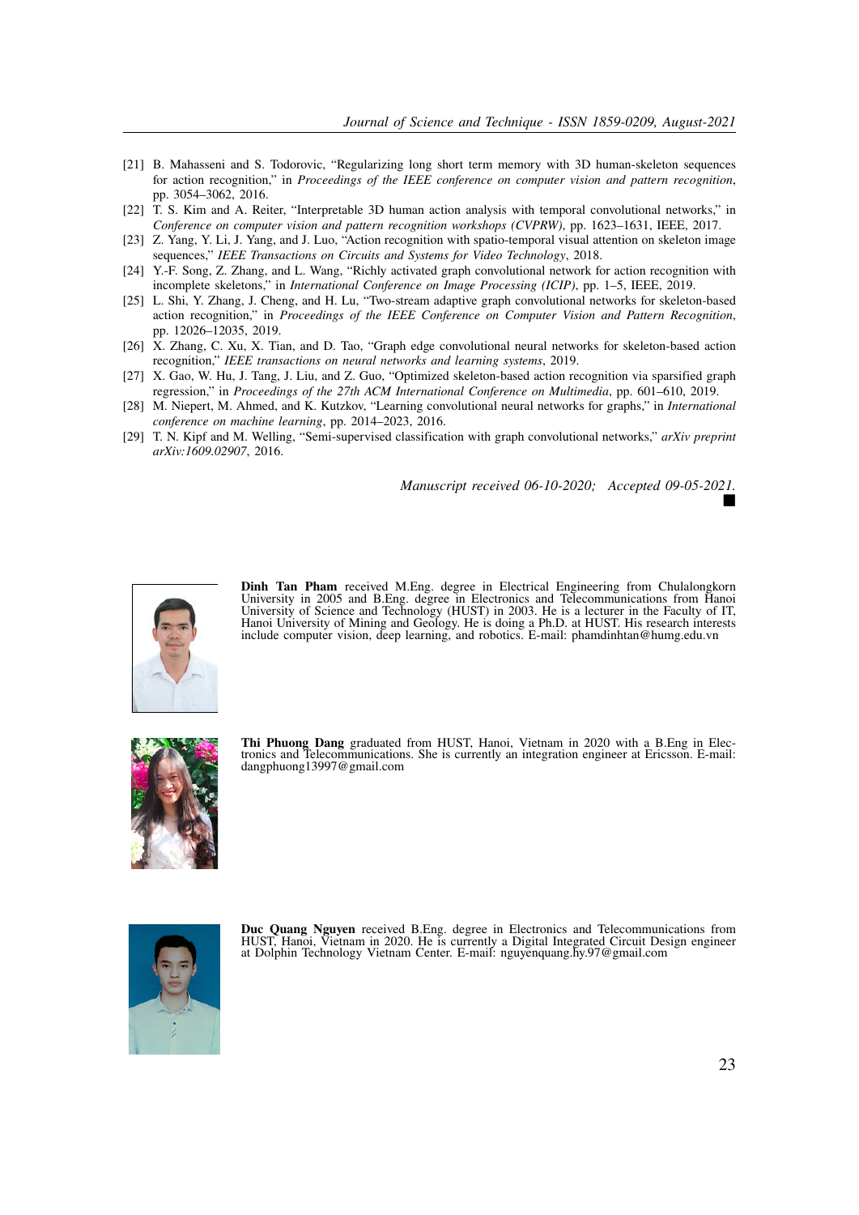[21] B. Mahasseni and S. Todorovic, "Regularizing long short term memory with 3D human-skeleton sequences for action recognition," in *Proceedings of the IEEE conference on computer vision and pattern recognition*, pp. 3054–3062, 2016.

[22] T. S. Kim and A. Reiter, "Interpretable 3D human action analysis with temporal convolutional networks," in *Conference on computer vision and pattern recognition workshops (CVPRW)*, pp. 1623–1631, IEEE, 2017.

[23] Z. Yang, Y. Li, J. Yang, and J. Luo, "Action recognition with spatio-temporal visual attention on skeleton image sequences," *IEEE Transactions on Circuits and Systems for Video Technology*, 2018.

[24] Y.-F. Song, Z. Zhang, and L. Wang, "Richly activated graph convolutional network for action recognition with incomplete skeletons," in *International Conference on Image Processing (ICIP)*, pp. 1–5, IEEE, 2019.

[25] L. Shi, Y. Zhang, J. Cheng, and H. Lu, "Two-stream adaptive graph convolutional networks for skeleton-based action recognition," in *Proceedings of the IEEE Conference on Computer Vision and Pattern Recognition*, pp. 12026–12035, 2019.

[26] X. Zhang, C. Xu, X. Tian, and D. Tao, "Graph edge convolutional neural networks for skeleton-based action recognition," *IEEE transactions on neural networks and learning systems*, 2019.

[27] X. Gao, W. Hu, J. Tang, J. Liu, and Z. Guo, "Optimized skeleton-based action recognition via sparsified graph regression," in *Proceedings of the 27th ACM International Conference on Multimedia*, pp. 601–610, 2019.

[28] M. Niepert, M. Ahmed, and K. Kutzkov, "Learning convolutional neural networks for graphs," in *International conference on machine learning*, pp. 2014–2023, 2016.

[29] T. N. Kipf and M. Welling, "Semi-supervised classification with graph convolutional networks," *arXiv preprint arXiv:1609.02907*, 2016.

*Manuscript received 06-10-2020; Accepted 09-05-2021.*

**Dinh Tan Pham** received M.Eng. degree in Electrical Engineering from Chulalongkorn University in 2005 and B.Eng. degree in Electronics and Telecommunications from Hanoi University of Science and Technology (HUST) in 2003. He is a lecturer in the Faculty of IT, Hanoi University of Mining and Geology. He is doing a Ph.D. at HUST. His research interests include computer vision, deep learning, and robotics. E-mail: phamdinhtan@humg.edu.vn

**Thi Phuong Dang** graduated from HUST, Hanoi, Vietnam in 2020 with a B.Eng in Electronics and Telecommunications. She is currently an integration engineer at Ericsson. E-mail: dangphuong13997@gmail.com

**Duc Quang Nguyen** received B.Eng. degree in Electronics and Telecommunications from HUST, Hanoi, Vietnam in 2020. He is currently a Digital Integrated Circuit Design engineer at Dolphin Technology Vietnam Center. E-mail: nguyenquang.hy.97@gmail.com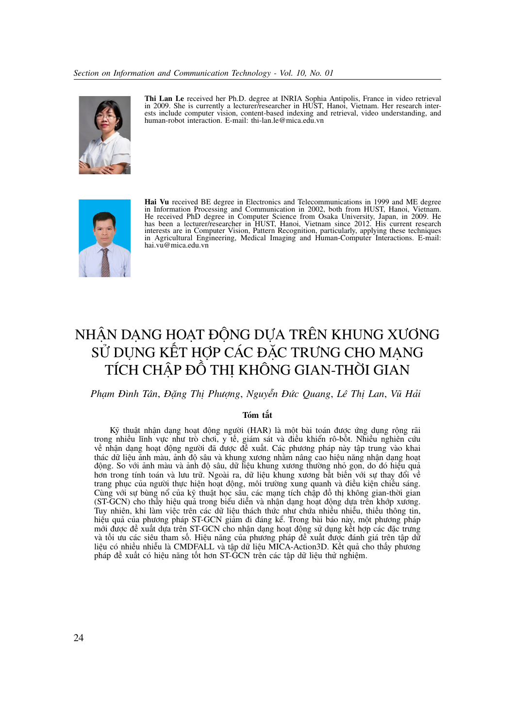**Thi Lan Le** received her Ph.D. degree at INRIA Sophia Antipolis, France in video retrieval in 2009. She is currently a lecturer/researcher in HUST, Hanoi, Vietnam. Her research interests include computer vision, content-based indexing and retrieval, video understanding, and human-robot interaction. E-mail: thi-lan.le@mica.edu.vn

**Hai Vu** received BE degree in Electronics and Telecommunications in 1999 and ME degree in Information Processing and Communication in 2002, both from HUST, Hanoi, Vietnam. He received PhD degree in Computer Science from Osaka University, Japan, in 2009. He has been a lecturer/researcher in HUST, Hanoi, Vietnam since 2012. His current research interests are in Computer Vision, Pattern Recognition, particularly, applying these techniques in Agricultural Engineering, Medical Imaging and Human-Computer Interactions. E-mail: hai.vu@mica.edu.vn

# NHẬN DẠNG HOẠT ĐỘNG DỰA TRÊN KHUNG XƯƠNG SỬ DỤNG KẾT HỢP CÁC ĐẶC TRƯNG CHO MẠNG TÍCH CHẬP ĐỒ THỊ KHÔNG GIAN-THỜI GIAN

*Phạm Đình Tân, Đặng Thị Phượng, Nguyễn Đức Quang, Lê Thị Lan, Vũ Hải*

## Tóm tắt

Kỹ thuật nhận dạng hoạt động người (HAR) là một bài toán được ứng dụng rộng rãi trong nhiều lĩnh vực như trò chơi, y tế, giám sát và điều khiển rô-bốt. Nhiều nghiên cứu về nhận dạng hoạt động người đã được đề xuất. Các phương pháp này tập trung vào khai thác dữ liệu ảnh màu, ảnh độ sâu và khung xương nhằm nâng cao hiệu năng nhận dạng hoạt động. So với ảnh màu và ảnh độ sâu, dữ liệu khung xương thường nhỏ gọn, do đó hiệu quả hơn trong tính toán và lưu trữ. Ngoài ra, dữ liệu khung xương bất biến với sự thay đổi về trang phục của người thực hiện hoạt động, môi trường xung quanh và điều kiện chiếu sáng. Cùng với sự bùng nổ của kỹ thuật học sâu, các mạng tích chập đồ thị không gian-thời gian (ST-GCN) cho thấy hiệu quả trong biểu diễn và nhận dạng hoạt động dựa trên khớp xương. Tuy nhiên, khi làm việc trên các dữ liệu thách thức như chứa nhiều nhiễu, thiếu thông tin, hiệu quả của phương pháp ST-GCN giảm đi đáng kể. Trong bài báo này, một phương pháp mới được đề xuất dựa trên ST-GCN cho nhận dạng hoạt động sử dụng kết hợp các đặc trưng và tối ưu các siêu tham số. Hiệu năng của phương pháp đề xuất được đánh giá trên tập dữ liệu có nhiều nhiễu là CMDFALL và tập dữ liệu MICA-Action3D. Kết quả cho thấy phương pháp đề xuất có hiệu năng tốt hơn ST-GCN trên các tập dữ liệu thử nghiệm.